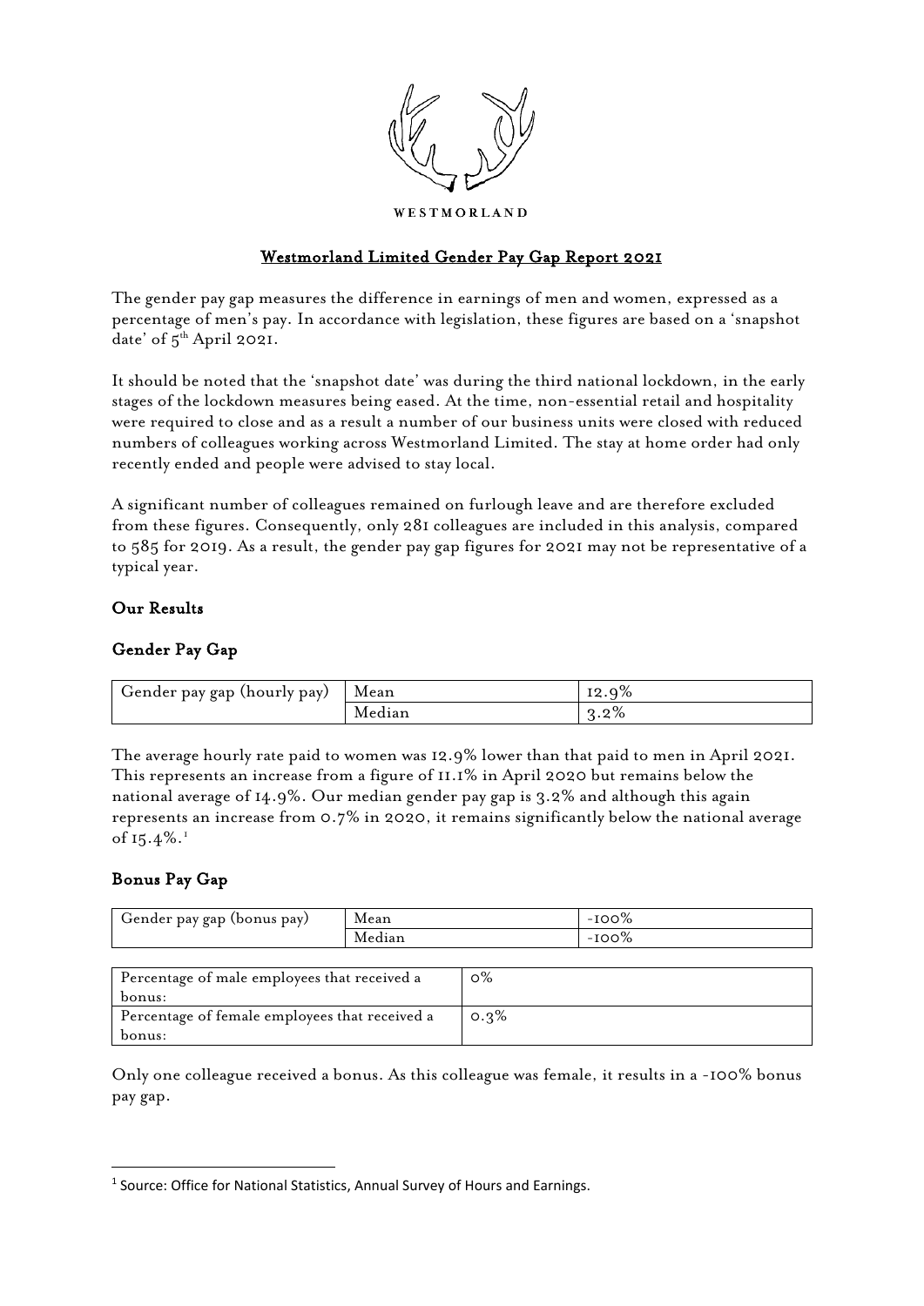WESTMORLAND

# Westmorland Limited Gender Pay Gap Report 2021

The gender pay gap measures the difference in earnings of men and women, expressed as a percentage of men's pay. In accordance with legislation, these figures are based on a 'snapshot date' of 5th April 2021.

It should be noted that the 'snapshot date' was during the third national lockdown, in the early stages of the lockdown measures being eased. At the time, non-essential retail and hospitality were required to close and as a result a number of our business units were closed with reduced numbers of colleagues working across Westmorland Limited. The stay at home order had only recently ended and people were advised to stay local.

A significant number of colleagues remained on furlough leave and are therefore excluded from these figures. Consequently, only 281 colleagues are included in this analysis, compared to 585 for 2019. As a result, the gender pay gap figures for 2021 may not be representative of a typical year.

## Our Results

### Gender Pay Gap

| Gender pay gap (hourly pay) | Mean | 12.9% |
|---|---|---|
| | Median | 3.2% |

The average hourly rate paid to women was 12.9% lower than that paid to men in April 2021. This represents an increase from a figure of 11.1% in April 2020 but remains below the national average of 14.9%. Our median gender pay gap is 3.2% and although this again represents an increase from 0.7% in 2020, it remains significantly below the national average of 15.4%.[1]

### Bonus Pay Gap

| Gender pay gap (bonus pay) | Mean | -100% |
|---|---|---|
| | Median | -100% |

| Percentage of male employees that received a bonus: | 0% |
|---|---|
| Percentage of female employees that received a bonus: | 0.3% |

Only one colleague received a bonus. As this colleague was female, it results in a -100% bonus pay gap.

[1] Source: Office for National Statistics, Annual Survey of Hours and Earnings.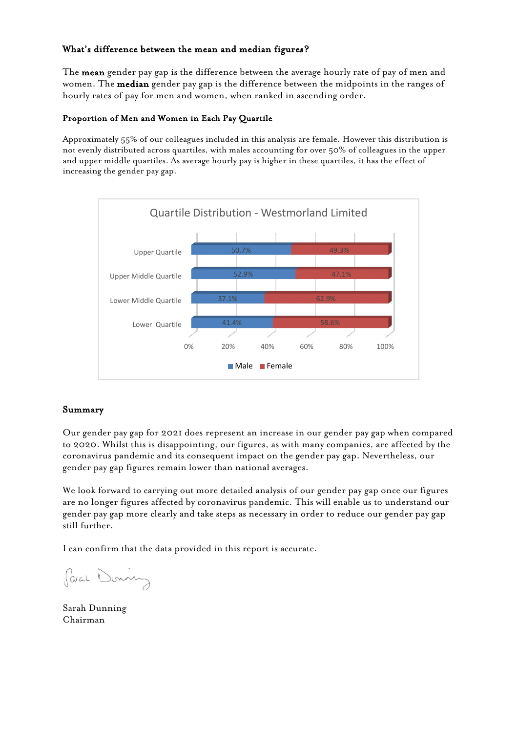### What's difference between the mean and median figures?

The **mean** gender pay gap is the difference between the average hourly rate of pay of men and women. The **median** gender pay gap is the difference between the midpoints in the ranges of hourly rates of pay for men and women, when ranked in ascending order.

### Proportion of Men and Women in Each Pay Quartile

Approximately 55% of our colleagues included in this analysis are female. However this distribution is not evenly distributed across quartiles, with males accounting for over 50% of colleagues in the upper and upper middle quartiles. As average hourly pay is higher in these quartiles, it has the effect of increasing the gender pay gap.

Quartile Distribution - Westmorland Limited

Upper Quartile 50.7% 49.3%

Upper Middle Quartile 52.9% 47.1%

Lower Middle Quartile 37.1% 62.9%

Lower Quartile 41.4% 58.6%

0% 20% 40% 60% 80% 100%

Male Female

### Summary

Our gender pay gap for 2021 does represent an increase in our gender pay gap when compared to 2020. Whilst this is disappointing, our figures, as with many companies, are affected by the coronavirus pandemic and its consequent impact on the gender pay gap. Nevertheless, our gender pay gap figures remain lower than national averages.

We look forward to carrying out more detailed analysis of our gender pay gap once our figures are no longer figures affected by coronavirus pandemic. This will enable us to understand our gender pay gap more clearly and take steps as necessary in order to reduce our gender pay gap still further.

I can confirm that the data provided in this report is accurate.

Sarah Dunning
Chairman